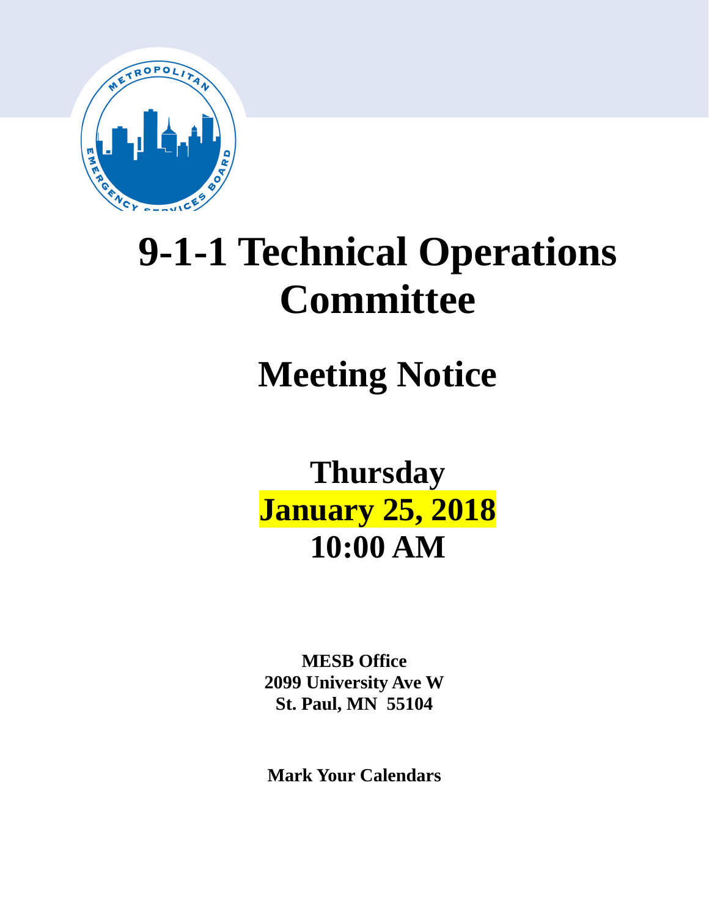# 9-1-1 Technical Operations Committee

## Meeting Notice

**Thursday**
**January 25, 2018**
**10:00 AM**

**MESB Office**
**2099 University Ave W**
**St. Paul, MN 55104**

**Mark Your Calendars**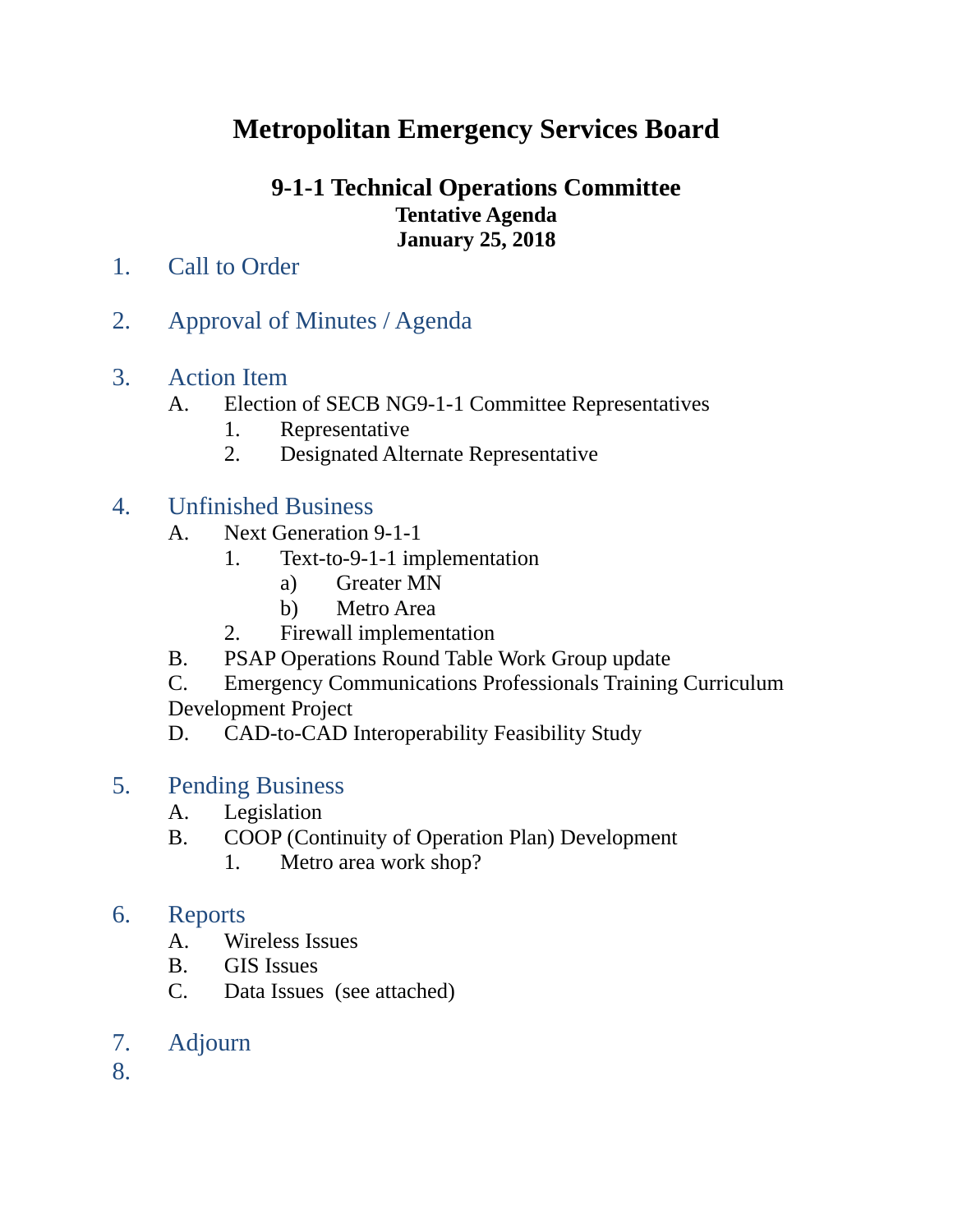# Metropolitan Emergency Services Board

## 9-1-1 Technical Operations Committee

**Tentative Agenda**
**January 25, 2018**

1. Call to Order

2. Approval of Minutes / Agenda

3. Action Item
   - A. Election of SECB NG9-1-1 Committee Representatives
     1. Representative
     2. Designated Alternate Representative

4. Unfinished Business
   - A. Next Generation 9-1-1
     1. Text-to-9-1-1 implementation
        - a) Greater MN
        - b) Metro Area
     2. Firewall implementation
   - B. PSAP Operations Round Table Work Group update
   - C. Emergency Communications Professionals Training Curriculum Development Project
   - D. CAD-to-CAD Interoperability Feasibility Study

5. Pending Business
   - A. Legislation
   - B. COOP (Continuity of Operation Plan) Development
     1. Metro area work shop?

6. Reports
   - A. Wireless Issues
   - B. GIS Issues
   - C. Data Issues (see attached)

7. Adjourn

8.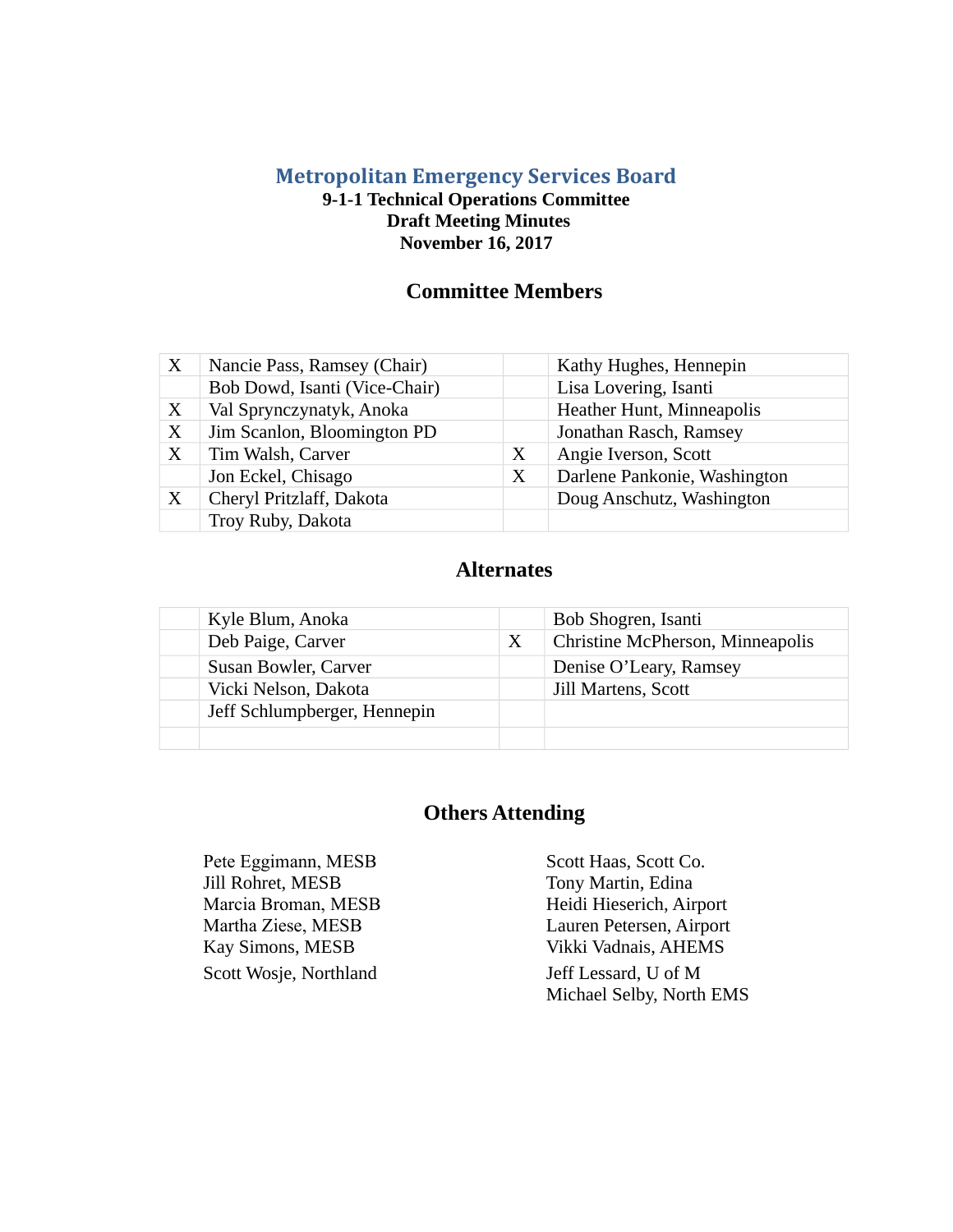# Metropolitan Emergency Services Board

**9-1-1 Technical Operations Committee**
**Draft Meeting Minutes**
**November 16, 2017**

## Committee Members

| | | | |
|---|---|---|---|
| X | Nancie Pass, Ramsey (Chair) | | Kathy Hughes, Hennepin |
| | Bob Dowd, Isanti (Vice-Chair) | | Lisa Lovering, Isanti |
| X | Val Sprynczynatyk, Anoka | | Heather Hunt, Minneapolis |
| X | Jim Scanlon, Bloomington PD | | Jonathan Rasch, Ramsey |
| X | Tim Walsh, Carver | X | Angie Iverson, Scott |
| | Jon Eckel, Chisago | X | Darlene Pankonie, Washington |
| X | Cheryl Pritzlaff, Dakota | | Doug Anschutz, Washington |
| | Troy Ruby, Dakota | | |

## Alternates

| | | | |
|---|---|---|---|
| | Kyle Blum, Anoka | | Bob Shogren, Isanti |
| | Deb Paige, Carver | X | Christine McPherson, Minneapolis |
| | Susan Bowler, Carver | | Denise O'Leary, Ramsey |
| | Vicki Nelson, Dakota | | Jill Martens, Scott |
| | Jeff Schlumpberger, Hennepin | | |
| | | | |

## Others Attending

Pete Eggimann, MESB
Jill Rohret, MESB
Marcia Broman, MESB
Martha Ziese, MESB
Kay Simons, MESB
Scott Wosje, Northland
Scott Haas, Scott Co.
Tony Martin, Edina
Heidi Hieserich, Airport
Lauren Petersen, Airport
Vikki Vadnais, AHEMS
Jeff Lessard, U of M
Michael Selby, North EMS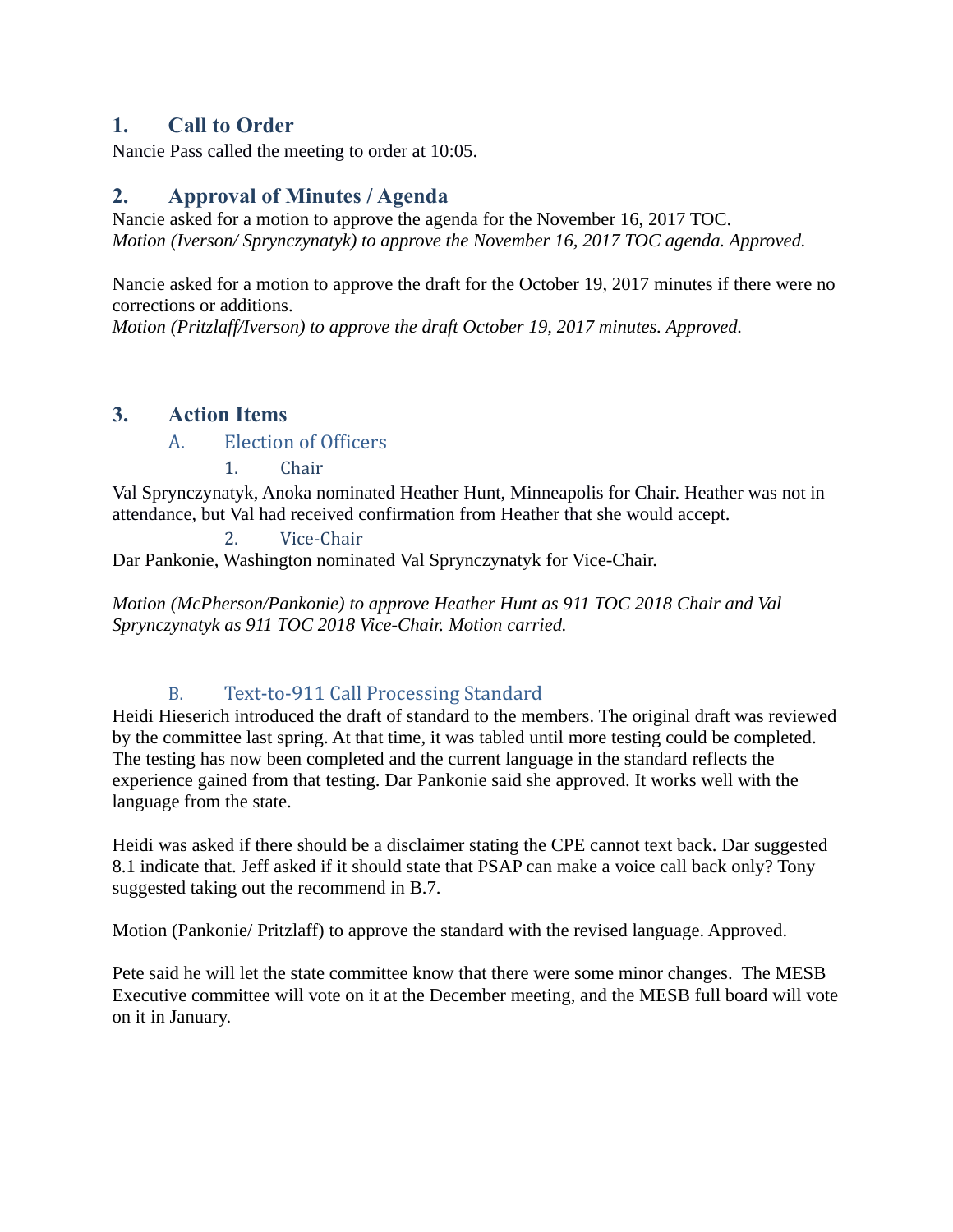## 1. Call to Order

Nancie Pass called the meeting to order at 10:05.

## 2. Approval of Minutes / Agenda

Nancie asked for a motion to approve the agenda for the November 16, 2017 TOC.
*Motion (Iverson/ Sprynczynatyk) to approve the November 16, 2017 TOC agenda. Approved.*

Nancie asked for a motion to approve the draft for the October 19, 2017 minutes if there were no corrections or additions.
*Motion (Pritzlaff/Iverson) to approve the draft October 19, 2017 minutes. Approved.*

## 3. Action Items

### A. Election of Officers

#### 1. Chair

Val Sprynczynatyk, Anoka nominated Heather Hunt, Minneapolis for Chair. Heather was not in attendance, but Val had received confirmation from Heather that she would accept.

#### 2. Vice-Chair

Dar Pankonie, Washington nominated Val Sprynczynatyk for Vice-Chair.

*Motion (McPherson/Pankonie) to approve Heather Hunt as 911 TOC 2018 Chair and Val Sprynczynatyk as 911 TOC 2018 Vice-Chair. Motion carried.*

### B. Text-to-911 Call Processing Standard

Heidi Hieserich introduced the draft of standard to the members. The original draft was reviewed by the committee last spring. At that time, it was tabled until more testing could be completed. The testing has now been completed and the current language in the standard reflects the experience gained from that testing. Dar Pankonie said she approved. It works well with the language from the state.

Heidi was asked if there should be a disclaimer stating the CPE cannot text back. Dar suggested 8.1 indicate that. Jeff asked if it should state that PSAP can make a voice call back only? Tony suggested taking out the recommend in B.7.

Motion (Pankonie/ Pritzlaff) to approve the standard with the revised language. Approved.

Pete said he will let the state committee know that there were some minor changes. The MESB Executive committee will vote on it at the December meeting, and the MESB full board will vote on it in January.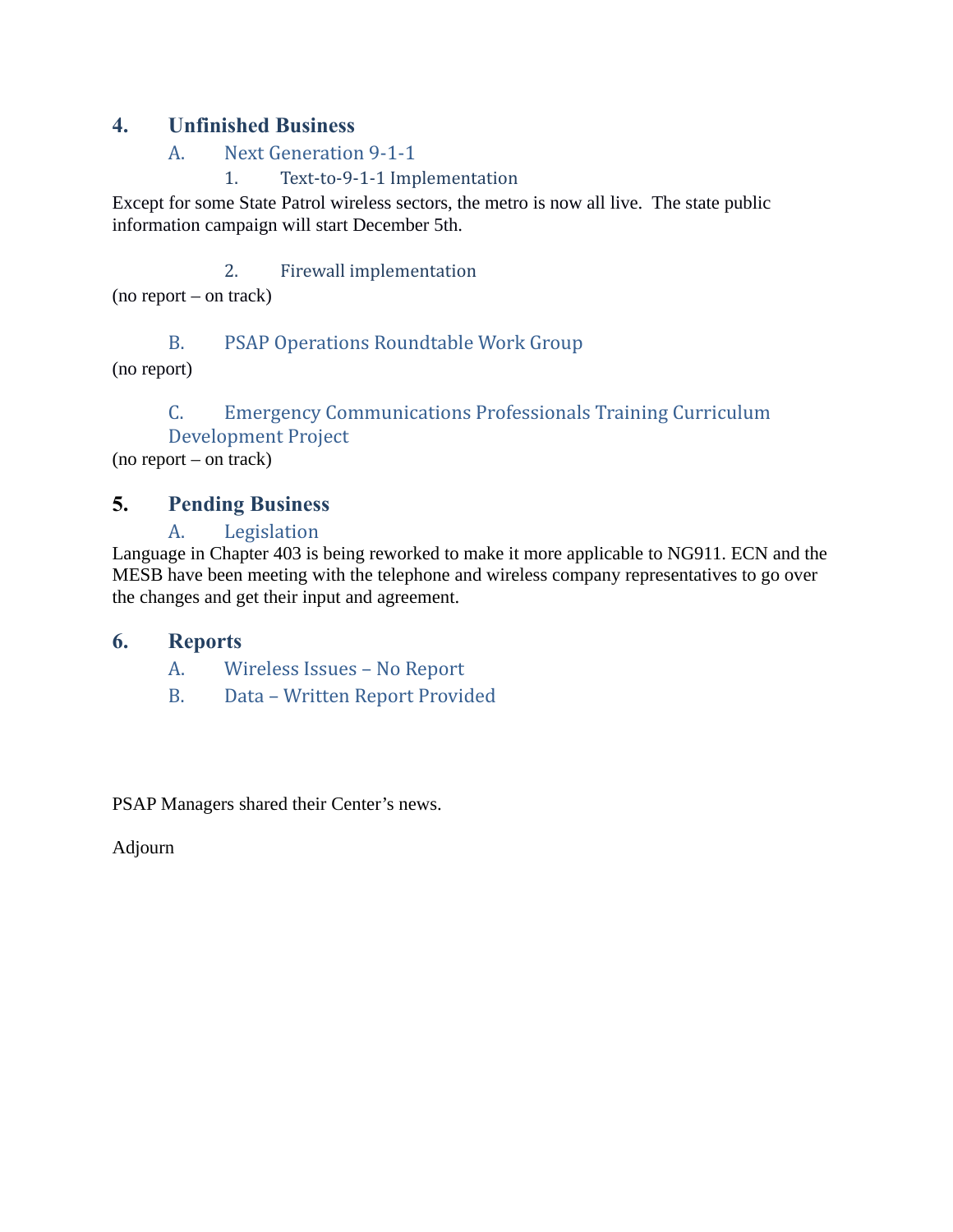## 4. Unfinished Business

### A. Next Generation 9-1-1

#### 1. Text-to-9-1-1 Implementation

Except for some State Patrol wireless sectors, the metro is now all live. The state public information campaign will start December 5th.

#### 2. Firewall implementation

(no report – on track)

### B. PSAP Operations Roundtable Work Group

(no report)

### C. Emergency Communications Professionals Training Curriculum Development Project

(no report – on track)

## 5. Pending Business

### A. Legislation

Language in Chapter 403 is being reworked to make it more applicable to NG911. ECN and the MESB have been meeting with the telephone and wireless company representatives to go over the changes and get their input and agreement.

## 6. Reports

### A. Wireless Issues – No Report

### B. Data – Written Report Provided

PSAP Managers shared their Center's news.

Adjourn